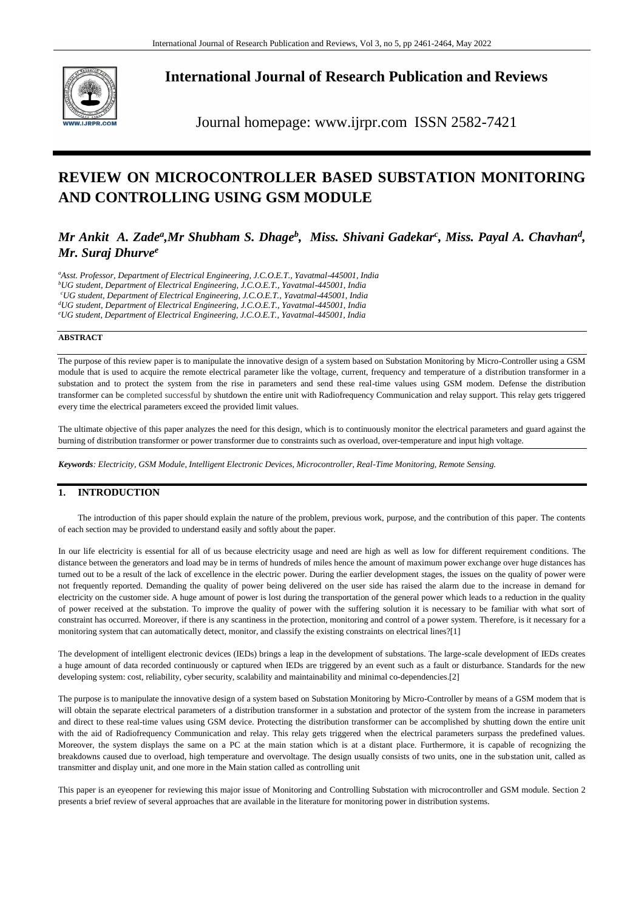**International Journal of Research Publication and Reviews**

Journal homepage: www.ijrpr.com ISSN 2582-7421

# REVIEW ON MICROCONTROLLER BASED SUBSTATION MONITORING AND CONTROLLING USING GSM MODULE

***Mr Ankit A. Zade[a], Mr Shubham S. Dhage[b], Miss. Shivani Gadekar[c], Miss. Payal A. Chavhan[d], Mr. Suraj Dhurve[e]***

*[a]Asst. Professor, Department of Electrical Engineering, J.C.O.E.T., Yavatmal-445001, India*
*[b]UG student, Department of Electrical Engineering, J.C.O.E.T., Yavatmal-445001, India*
*[c]UG student, Department of Electrical Engineering, J.C.O.E.T., Yavatmal-445001, India*
*[d]UG student, Department of Electrical Engineering, J.C.O.E.T., Yavatmal-445001, India*
*[e]UG student, Department of Electrical Engineering, J.C.O.E.T., Yavatmal-445001, India*

**ABSTRACT**

The purpose of this review paper is to manipulate the innovative design of a system based on Substation Monitoring by Micro-Controller using a GSM module that is used to acquire the remote electrical parameter like the voltage, current, frequency and temperature of a distribution transformer in a substation and to protect the system from the rise in parameters and send these real-time values using GSM modem. Defense the distribution transformer can be completed successful by shutdown the entire unit with Radiofrequency Communication and relay support. This relay gets triggered every time the electrical parameters exceed the provided limit values.

The ultimate objective of this paper analyzes the need for this design, which is to continuously monitor the electrical parameters and guard against the burning of distribution transformer or power transformer due to constraints such as overload, over-temperature and input high voltage.

***Keywords**: Electricity, GSM Module, Intelligent Electronic Devices, Microcontroller, Real-Time Monitoring, Remote Sensing.*

## 1. INTRODUCTION

The introduction of this paper should explain the nature of the problem, previous work, purpose, and the contribution of this paper. The contents of each section may be provided to understand easily and softly about the paper.

In our life electricity is essential for all of us because electricity usage and need are high as well as low for different requirement conditions. The distance between the generators and load may be in terms of hundreds of miles hence the amount of maximum power exchange over huge distances has turned out to be a result of the lack of excellence in the electric power. During the earlier development stages, the issues on the quality of power were not frequently reported. Demanding the quality of power being delivered on the user side has raised the alarm due to the increase in demand for electricity on the customer side. A huge amount of power is lost during the transportation of the general power which leads to a reduction in the quality of power received at the substation. To improve the quality of power with the suffering solution it is necessary to be familiar with what sort of constraint has occurred. Moreover, if there is any scantiness in the protection, monitoring and control of a power system. Therefore, is it necessary for a monitoring system that can automatically detect, monitor, and classify the existing constraints on electrical lines?[1]

The development of intelligent electronic devices (IEDs) brings a leap in the development of substations. The large-scale development of IEDs creates a huge amount of data recorded continuously or captured when IEDs are triggered by an event such as a fault or disturbance. Standards for the new developing system: cost, reliability, cyber security, scalability and maintainability and minimal co-dependencies.[2]

The purpose is to manipulate the innovative design of a system based on Substation Monitoring by Micro-Controller by means of a GSM modem that is will obtain the separate electrical parameters of a distribution transformer in a substation and protector of the system from the increase in parameters and direct to these real-time values using GSM device. Protecting the distribution transformer can be accomplished by shutting down the entire unit with the aid of Radiofrequency Communication and relay. This relay gets triggered when the electrical parameters surpass the predefined values. Moreover, the system displays the same on a PC at the main station which is at a distant place. Furthermore, it is capable of recognizing the breakdowns caused due to overload, high temperature and overvoltage. The design usually consists of two units, one in the substation unit, called as transmitter and display unit, and one more in the Main station called as controlling unit

This paper is an eyeopener for reviewing this major issue of Monitoring and Controlling Substation with microcontroller and GSM module. Section 2 presents a brief review of several approaches that are available in the literature for monitoring power in distribution systems.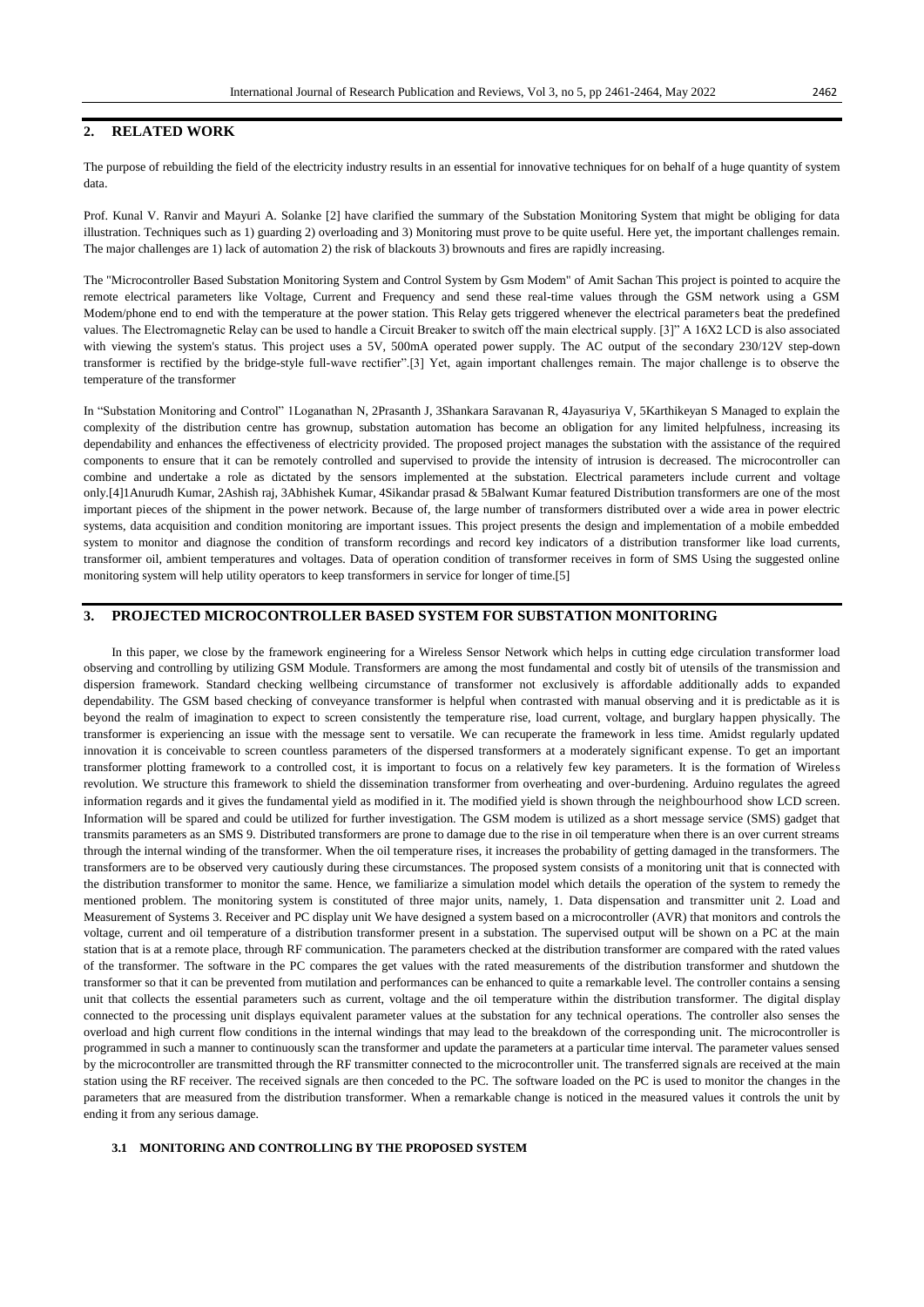## 2. RELATED WORK

The purpose of rebuilding the field of the electricity industry results in an essential for innovative techniques for on behalf of a huge quantity of system data.

Prof. Kunal V. Ranvir and Mayuri A. Solanke [2] have clarified the summary of the Substation Monitoring System that might be obliging for data illustration. Techniques such as 1) guarding 2) overloading and 3) Monitoring must prove to be quite useful. Here yet, the important challenges remain. The major challenges are 1) lack of automation 2) the risk of blackouts 3) brownouts and fires are rapidly increasing.

The "Microcontroller Based Substation Monitoring System and Control System by Gsm Modem" of Amit Sachan This project is pointed to acquire the remote electrical parameters like Voltage, Current and Frequency and send these real-time values through the GSM network using a GSM Modem/phone end to end with the temperature at the power station. This Relay gets triggered whenever the electrical parameters beat the predefined values. The Electromagnetic Relay can be used to handle a Circuit Breaker to switch off the main electrical supply. [3]" A 16X2 LCD is also associated with viewing the system's status. This project uses a 5V, 500mA operated power supply. The AC output of the secondary 230/12V step-down transformer is rectified by the bridge-style full-wave rectifier".[3] Yet, again important challenges remain. The major challenge is to observe the temperature of the transformer

In "Substation Monitoring and Control" 1Loganathan N, 2Prasanth J, 3Shankara Saravanan R, 4Jayasuriya V, 5Karthikeyan S Managed to explain the complexity of the distribution centre has grownup, substation automation has become an obligation for any limited helpfulness, increasing its dependability and enhances the effectiveness of electricity provided. The proposed project manages the substation with the assistance of the required components to ensure that it can be remotely controlled and supervised to provide the intensity of intrusion is decreased. The microcontroller can combine and undertake a role as dictated by the sensors implemented at the substation. Electrical parameters include current and voltage only.[4]1Anurudh Kumar, 2Ashish raj, 3Abhishek Kumar, 4Sikandar prasad & 5Balwant Kumar featured Distribution transformers are one of the most important pieces of the shipment in the power network. Because of, the large number of transformers distributed over a wide area in power electric systems, data acquisition and condition monitoring are important issues. This project presents the design and implementation of a mobile embedded system to monitor and diagnose the condition of transform recordings and record key indicators of a distribution transformer like load currents, transformer oil, ambient temperatures and voltages. Data of operation condition of transformer receives in form of SMS Using the suggested online monitoring system will help utility operators to keep transformers in service for longer of time.[5]

## 3. PROJECTED MICROCONTROLLER BASED SYSTEM FOR SUBSTATION MONITORING

In this paper, we close by the framework engineering for a Wireless Sensor Network which helps in cutting edge circulation transformer load observing and controlling by utilizing GSM Module. Transformers are among the most fundamental and costly bit of utensils of the transmission and dispersion framework. Standard checking wellbeing circumstance of transformer not exclusively is affordable additionally adds to expanded dependability. The GSM based checking of conveyance transformer is helpful when contrasted with manual observing and it is predictable as it is beyond the realm of imagination to expect to screen consistently the temperature rise, load current, voltage, and burglary happen physically. The transformer is experiencing an issue with the message sent to versatile. We can recuperate the framework in less time. Amidst regularly updated innovation it is conceivable to screen countless parameters of the dispersed transformers at a moderately significant expense. To get an important transformer plotting framework to a controlled cost, it is important to focus on a relatively few key parameters. It is the formation of Wireless revolution. We structure this framework to shield the dissemination transformer from overheating and over-burdening. Arduino regulates the agreed information regards and it gives the fundamental yield as modified in it. The modified yield is shown through the neighbourhood show LCD screen. Information will be spared and could be utilized for further investigation. The GSM modem is utilized as a short message service (SMS) gadget that transmits parameters as an SMS 9. Distributed transformers are prone to damage due to the rise in oil temperature when there is an over current streams through the internal winding of the transformer. When the oil temperature rises, it increases the probability of getting damaged in the transformers. The transformers are to be observed very cautiously during these circumstances. The proposed system consists of a monitoring unit that is connected with the distribution transformer to monitor the same. Hence, we familiarize a simulation model which details the operation of the system to remedy the mentioned problem. The monitoring system is constituted of three major units, namely, 1. Data dispensation and transmitter unit 2. Load and Measurement of Systems 3. Receiver and PC display unit We have designed a system based on a microcontroller (AVR) that monitors and controls the voltage, current and oil temperature of a distribution transformer present in a substation. The supervised output will be shown on a PC at the main station that is at a remote place, through RF communication. The parameters checked at the distribution transformer are compared with the rated values of the transformer. The software in the PC compares the get values with the rated measurements of the distribution transformer and shutdown the transformer so that it can be prevented from mutilation and performances can be enhanced to quite a remarkable level. The controller contains a sensing unit that collects the essential parameters such as current, voltage and the oil temperature within the distribution transformer. The digital display connected to the processing unit displays equivalent parameter values at the substation for any technical operations. The controller also senses the overload and high current flow conditions in the internal windings that may lead to the breakdown of the corresponding unit. The microcontroller is programmed in such a manner to continuously scan the transformer and update the parameters at a particular time interval. The parameter values sensed by the microcontroller are transmitted through the RF transmitter connected to the microcontroller unit. The transferred signals are received at the main station using the RF receiver. The received signals are then conceded to the PC. The software loaded on the PC is used to monitor the changes in the parameters that are measured from the distribution transformer. When a remarkable change is noticed in the measured values it controls the unit by ending it from any serious damage.

### 3.1 MONITORING AND CONTROLLING BY THE PROPOSED SYSTEM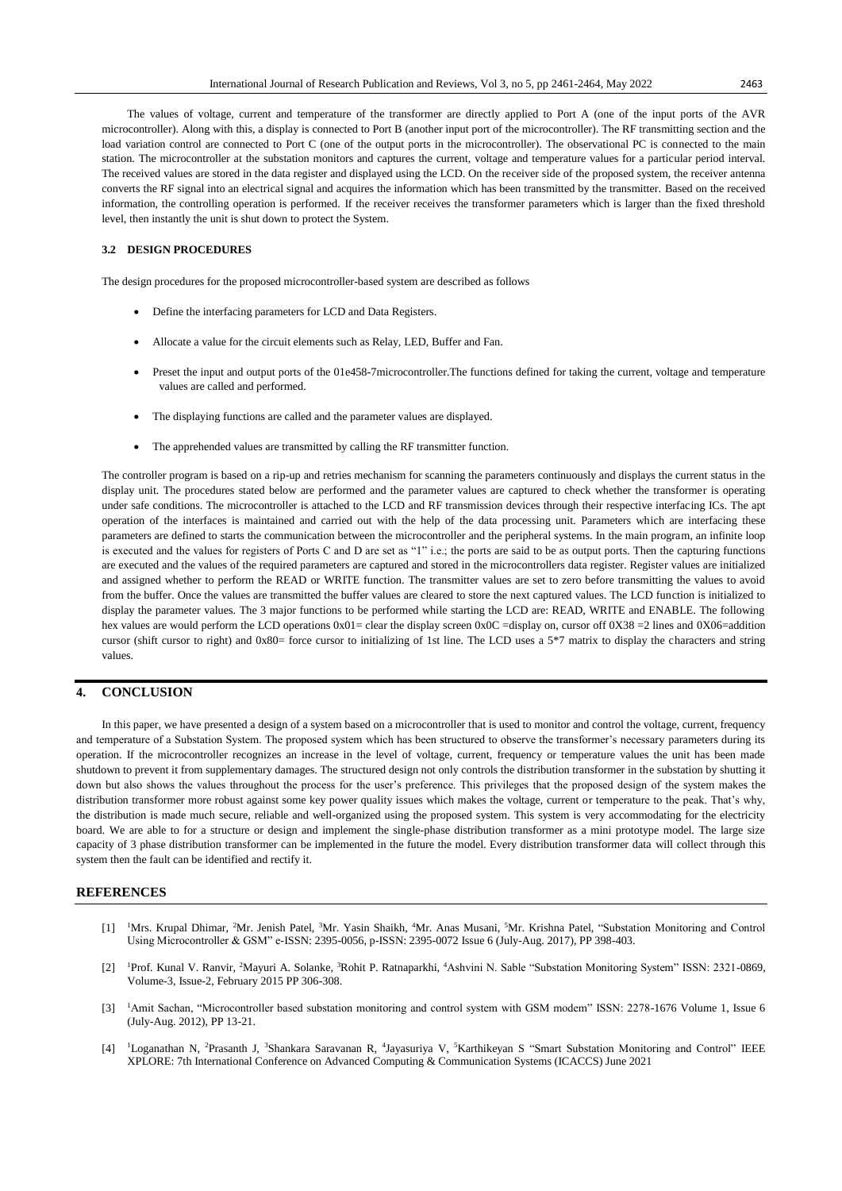The values of voltage, current and temperature of the transformer are directly applied to Port A (one of the input ports of the AVR microcontroller). Along with this, a display is connected to Port B (another input port of the microcontroller). The RF transmitting section and the load variation control are connected to Port C (one of the output ports in the microcontroller). The observational PC is connected to the main station. The microcontroller at the substation monitors and captures the current, voltage and temperature values for a particular period interval. The received values are stored in the data register and displayed using the LCD. On the receiver side of the proposed system, the receiver antenna converts the RF signal into an electrical signal and acquires the information which has been transmitted by the transmitter. Based on the received information, the controlling operation is performed. If the receiver receives the transformer parameters which is larger than the fixed threshold level, then instantly the unit is shut down to protect the System.

### 3.2 DESIGN PROCEDURES

The design procedures for the proposed microcontroller-based system are described as follows

- Define the interfacing parameters for LCD and Data Registers.
- Allocate a value for the circuit elements such as Relay, LED, Buffer and Fan.
- Preset the input and output ports of the 01e458-7microcontroller.The functions defined for taking the current, voltage and temperature values are called and performed.
- The displaying functions are called and the parameter values are displayed.
- The apprehended values are transmitted by calling the RF transmitter function.

The controller program is based on a rip-up and retries mechanism for scanning the parameters continuously and displays the current status in the display unit. The procedures stated below are performed and the parameter values are captured to check whether the transformer is operating under safe conditions. The microcontroller is attached to the LCD and RF transmission devices through their respective interfacing ICs. The apt operation of the interfaces is maintained and carried out with the help of the data processing unit. Parameters which are interfacing these parameters are defined to starts the communication between the microcontroller and the peripheral systems. In the main program, an infinite loop is executed and the values for registers of Ports C and D are set as "1" i.e.; the ports are said to be as output ports. Then the capturing functions are executed and the values of the required parameters are captured and stored in the microcontrollers data register. Register values are initialized and assigned whether to perform the READ or WRITE function. The transmitter values are set to zero before transmitting the values to avoid from the buffer. Once the values are transmitted the buffer values are cleared to store the next captured values. The LCD function is initialized to display the parameter values. The 3 major functions to be performed while starting the LCD are: READ, WRITE and ENABLE. The following hex values are would perform the LCD operations 0x01= clear the display screen 0x0C =display on, cursor off 0X38 =2 lines and 0X06=addition cursor (shift cursor to right) and 0x80= force cursor to initializing of 1st line. The LCD uses a 5*7 matrix to display the characters and string values.

## 4. CONCLUSION

In this paper, we have presented a design of a system based on a microcontroller that is used to monitor and control the voltage, current, frequency and temperature of a Substation System. The proposed system which has been structured to observe the transformer's necessary parameters during its operation. If the microcontroller recognizes an increase in the level of voltage, current, frequency or temperature values the unit has been made shutdown to prevent it from supplementary damages. The structured design not only controls the distribution transformer in the substation by shutting it down but also shows the values throughout the process for the user's preference. This privileges that the proposed design of the system makes the distribution transformer more robust against some key power quality issues which makes the voltage, current or temperature to the peak. That's why, the distribution is made much secure, reliable and well-organized using the proposed system. This system is very accommodating for the electricity board. We are able to for a structure or design and implement the single-phase distribution transformer as a mini prototype model. The large size capacity of 3 phase distribution transformer can be implemented in the future the model. Every distribution transformer data will collect through this system then the fault can be identified and rectify it.

## REFERENCES

[1] [1]Mrs. Krupal Dhimar, [2]Mr. Jenish Patel, [3]Mr. Yasin Shaikh, [4]Mr. Anas Musani, [5]Mr. Krishna Patel, "Substation Monitoring and Control Using Microcontroller & GSM" e-ISSN: 2395-0056, p-ISSN: 2395-0072 Issue 6 (July-Aug. 2017), PP 398-403.

[2] [1]Prof. Kunal V. Ranvir, [2]Mayuri A. Solanke, [3]Rohit P. Ratnaparkhi, [4]Ashvini N. Sable "Substation Monitoring System" ISSN: 2321-0869, Volume-3, Issue-2, February 2015 PP 306-308.

[3] [1]Amit Sachan, "Microcontroller based substation monitoring and control system with GSM modem" ISSN: 2278-1676 Volume 1, Issue 6 (July-Aug. 2012), PP 13-21.

[4] [1]Loganathan N, [2]Prasanth J, [3]Shankara Saravanan R, [4]Jayasuriya V, [5]Karthikeyan S "Smart Substation Monitoring and Control" IEEE XPLORE: 7th International Conference on Advanced Computing & Communication Systems (ICACCS) June 2021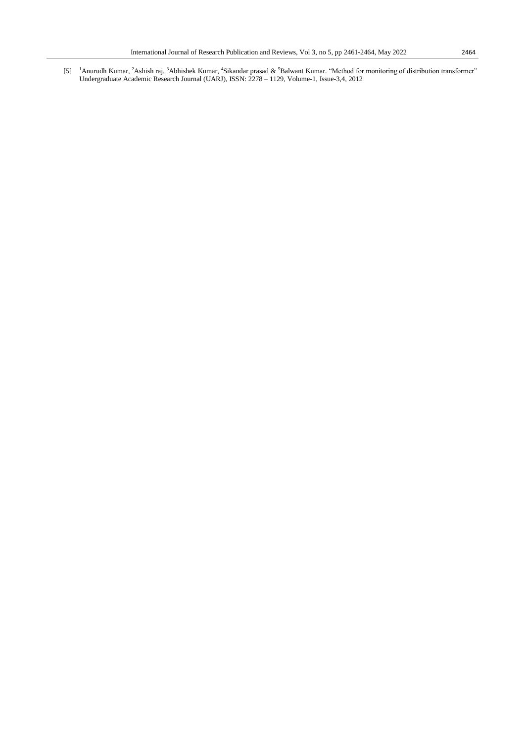[5] [1]Anurudh Kumar, [2]Ashish raj, [3]Abhishek Kumar, [4]Sikandar prasad & [5]Balwant Kumar. "Method for monitoring of distribution transformer" Undergraduate Academic Research Journal (UARJ), ISSN: 2278 – 1129, Volume-1, Issue-3,4, 2012